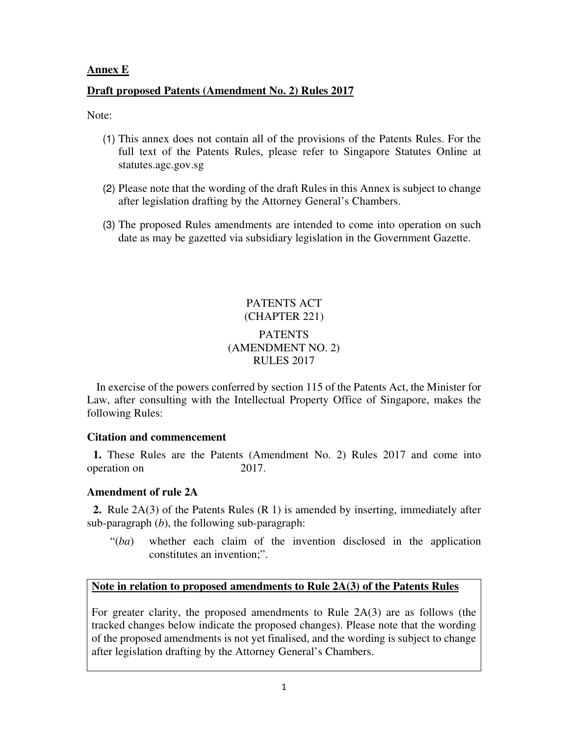**Annex E**

**Draft proposed Patents (Amendment No. 2) Rules 2017**

Note:

(1) This annex does not contain all of the provisions of the Patents Rules. For the full text of the Patents Rules, please refer to Singapore Statutes Online at statutes.agc.gov.sg

(2) Please note that the wording of the draft Rules in this Annex is subject to change after legislation drafting by the Attorney General's Chambers.

(3) The proposed Rules amendments are intended to come into operation on such date as may be gazetted via subsidiary legislation in the Government Gazette.

PATENTS ACT
(CHAPTER 221)

PATENTS
(AMENDMENT NO. 2)
RULES 2017

In exercise of the powers conferred by section 115 of the Patents Act, the Minister for Law, after consulting with the Intellectual Property Office of Singapore, makes the following Rules:

**Citation and commencement**

**1.** These Rules are the Patents (Amendment No. 2) Rules 2017 and come into operation on                      2017.

**Amendment of rule 2A**

**2.** Rule 2A(3) of the Patents Rules (R 1) is amended by inserting, immediately after sub-paragraph (*b*), the following sub-paragraph:

"(*ba*) whether each claim of the invention disclosed in the application constitutes an invention;".

**Note in relation to proposed amendments to Rule 2A(3) of the Patents Rules**

For greater clarity, the proposed amendments to Rule 2A(3) are as follows (the tracked changes below indicate the proposed changes). Please note that the wording of the proposed amendments is not yet finalised, and the wording is subject to change after legislation drafting by the Attorney General's Chambers.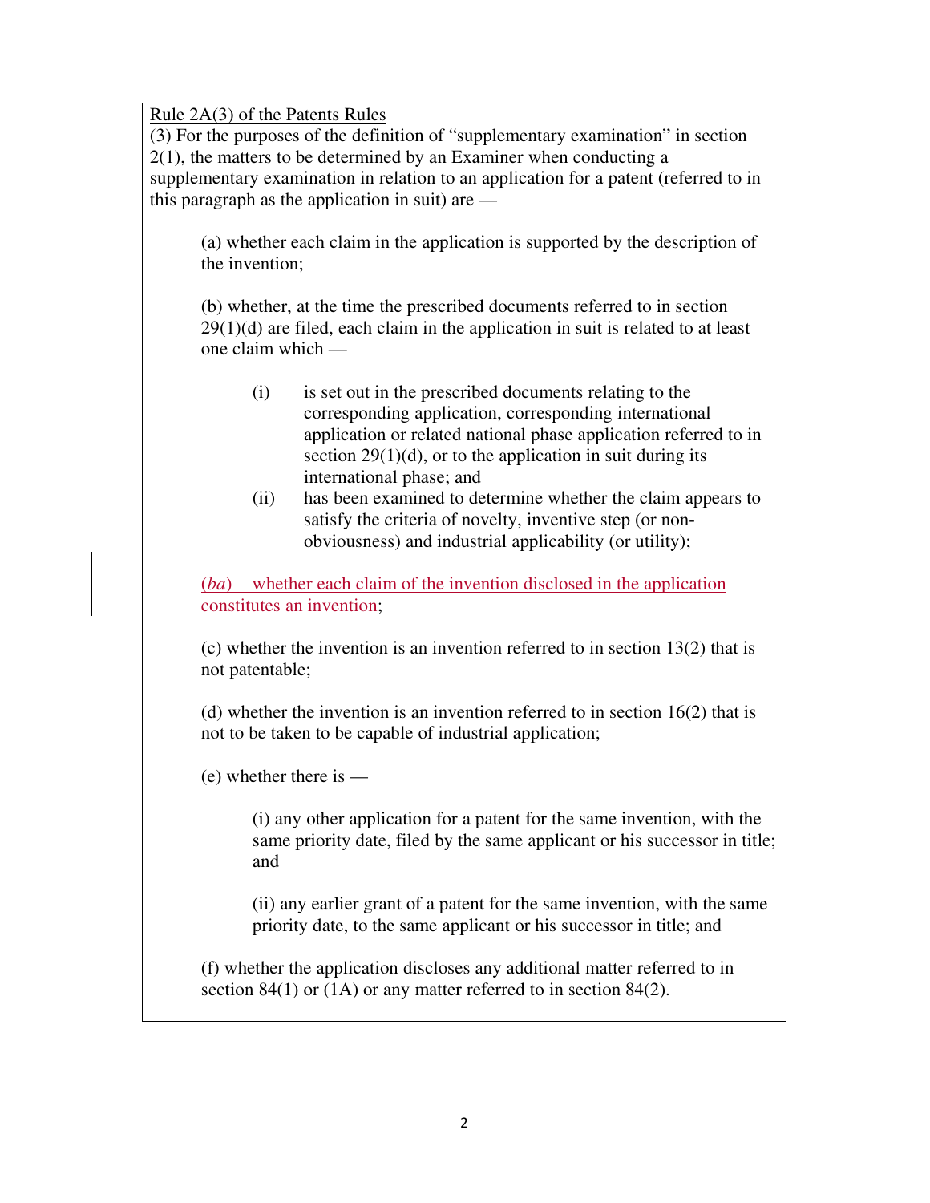Rule 2A(3) of the Patents Rules

(3) For the purposes of the definition of "supplementary examination" in section 2(1), the matters to be determined by an Examiner when conducting a supplementary examination in relation to an application for a patent (referred to in this paragraph as the application in suit) are —

(a) whether each claim in the application is supported by the description of the invention;

(b) whether, at the time the prescribed documents referred to in section 29(1)(d) are filed, each claim in the application in suit is related to at least one claim which —

(i) is set out in the prescribed documents relating to the corresponding application, corresponding international application or related national phase application referred to in section 29(1)(d), or to the application in suit during its international phase; and

(ii) has been examined to determine whether the claim appears to satisfy the criteria of novelty, inventive step (or non-obviousness) and industrial applicability (or utility);

(*ba*) whether each claim of the invention disclosed in the application constitutes an invention;

(c) whether the invention is an invention referred to in section 13(2) that is not patentable;

(d) whether the invention is an invention referred to in section 16(2) that is not to be taken to be capable of industrial application;

(e) whether there is —

(i) any other application for a patent for the same invention, with the same priority date, filed by the same applicant or his successor in title; and

(ii) any earlier grant of a patent for the same invention, with the same priority date, to the same applicant or his successor in title; and

(f) whether the application discloses any additional matter referred to in section 84(1) or (1A) or any matter referred to in section 84(2).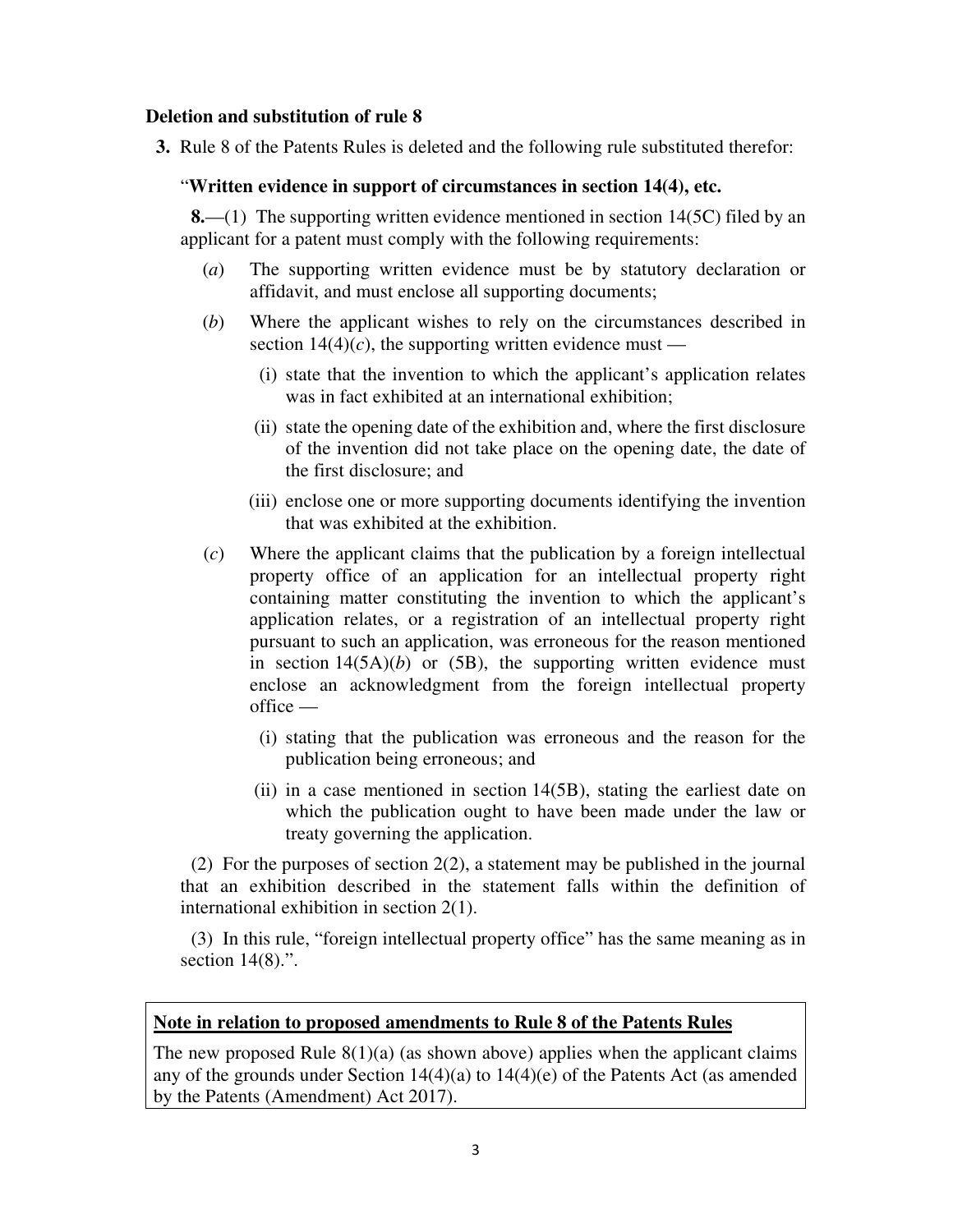**Deletion and substitution of rule 8**

**3.** Rule 8 of the Patents Rules is deleted and the following rule substituted therefor:

"**Written evidence in support of circumstances in section 14(4), etc.**

**8.**—(1) The supporting written evidence mentioned in section 14(5C) filed by an applicant for a patent must comply with the following requirements:

(*a*) The supporting written evidence must be by statutory declaration or affidavit, and must enclose all supporting documents;

(*b*) Where the applicant wishes to rely on the circumstances described in section 14(4)(*c*), the supporting written evidence must —

(i) state that the invention to which the applicant's application relates was in fact exhibited at an international exhibition;

(ii) state the opening date of the exhibition and, where the first disclosure of the invention did not take place on the opening date, the date of the first disclosure; and

(iii) enclose one or more supporting documents identifying the invention that was exhibited at the exhibition.

(*c*) Where the applicant claims that the publication by a foreign intellectual property office of an application for an intellectual property right containing matter constituting the invention to which the applicant's application relates, or a registration of an intellectual property right pursuant to such an application, was erroneous for the reason mentioned in section 14(5A)(*b*) or (5B), the supporting written evidence must enclose an acknowledgment from the foreign intellectual property office —

(i) stating that the publication was erroneous and the reason for the publication being erroneous; and

(ii) in a case mentioned in section 14(5B), stating the earliest date on which the publication ought to have been made under the law or treaty governing the application.

(2) For the purposes of section 2(2), a statement may be published in the journal that an exhibition described in the statement falls within the definition of international exhibition in section 2(1).

(3) In this rule, "foreign intellectual property office" has the same meaning as in section 14(8).".

**Note in relation to proposed amendments to Rule 8 of the Patents Rules**

The new proposed Rule 8(1)(a) (as shown above) applies when the applicant claims any of the grounds under Section 14(4)(a) to 14(4)(e) of the Patents Act (as amended by the Patents (Amendment) Act 2017).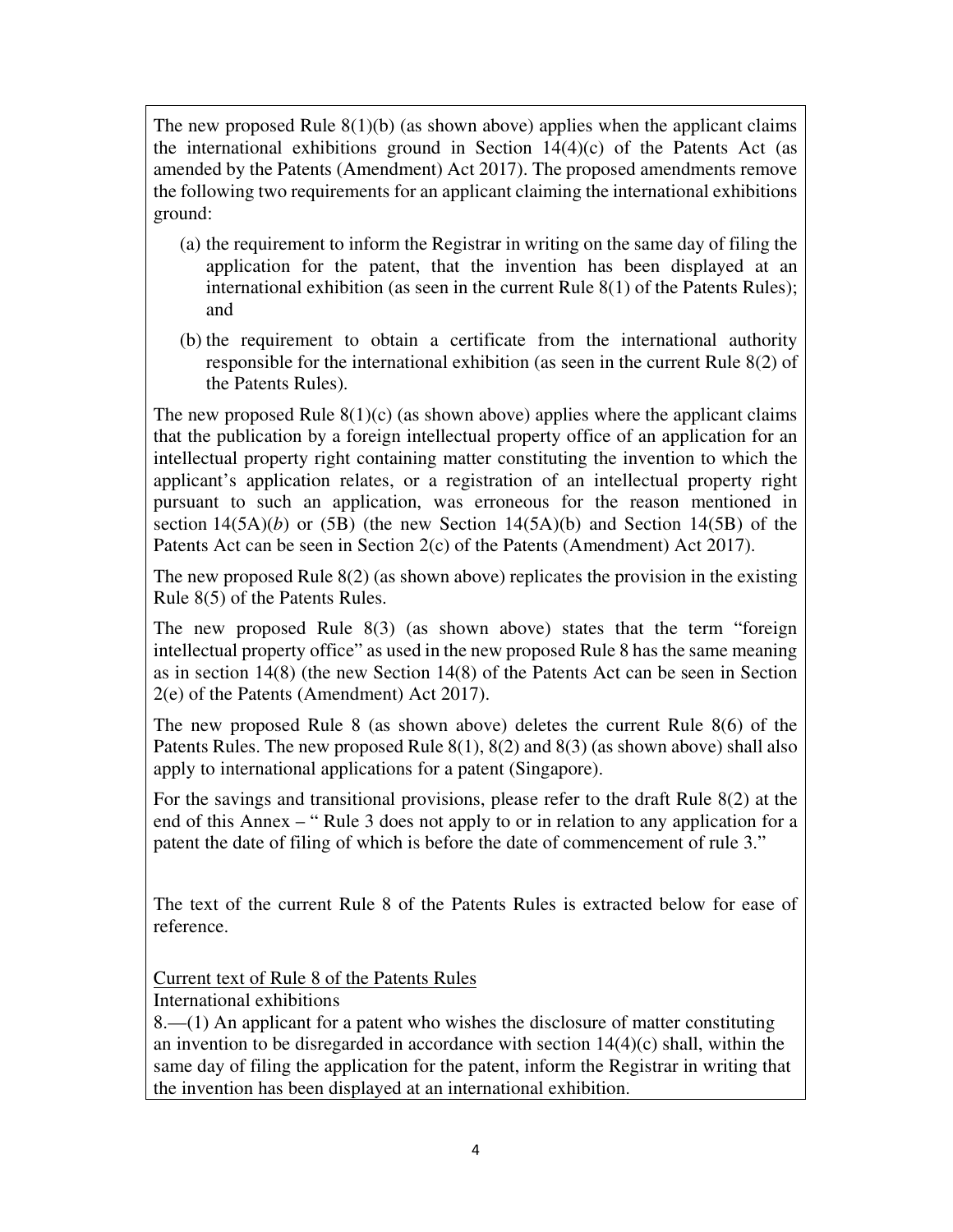The new proposed Rule 8(1)(b) (as shown above) applies when the applicant claims the international exhibitions ground in Section 14(4)(c) of the Patents Act (as amended by the Patents (Amendment) Act 2017). The proposed amendments remove the following two requirements for an applicant claiming the international exhibitions ground:

(a) the requirement to inform the Registrar in writing on the same day of filing the application for the patent, that the invention has been displayed at an international exhibition (as seen in the current Rule 8(1) of the Patents Rules); and

(b) the requirement to obtain a certificate from the international authority responsible for the international exhibition (as seen in the current Rule 8(2) of the Patents Rules).

The new proposed Rule 8(1)(c) (as shown above) applies where the applicant claims that the publication by a foreign intellectual property office of an application for an intellectual property right containing matter constituting the invention to which the applicant's application relates, or a registration of an intellectual property right pursuant to such an application, was erroneous for the reason mentioned in section 14(5A)(*b*) or (5B) (the new Section 14(5A)(b) and Section 14(5B) of the Patents Act can be seen in Section 2(c) of the Patents (Amendment) Act 2017).

The new proposed Rule 8(2) (as shown above) replicates the provision in the existing Rule 8(5) of the Patents Rules.

The new proposed Rule 8(3) (as shown above) states that the term "foreign intellectual property office" as used in the new proposed Rule 8 has the same meaning as in section 14(8) (the new Section 14(8) of the Patents Act can be seen in Section 2(e) of the Patents (Amendment) Act 2017).

The new proposed Rule 8 (as shown above) deletes the current Rule 8(6) of the Patents Rules. The new proposed Rule 8(1), 8(2) and 8(3) (as shown above) shall also apply to international applications for a patent (Singapore).

For the savings and transitional provisions, please refer to the draft Rule 8(2) at the end of this Annex – " Rule 3 does not apply to or in relation to any application for a patent the date of filing of which is before the date of commencement of rule 3."

The text of the current Rule 8 of the Patents Rules is extracted below for ease of reference.

Current text of Rule 8 of the Patents Rules

International exhibitions

8.—(1) An applicant for a patent who wishes the disclosure of matter constituting an invention to be disregarded in accordance with section 14(4)(c) shall, within the same day of filing the application for the patent, inform the Registrar in writing that the invention has been displayed at an international exhibition.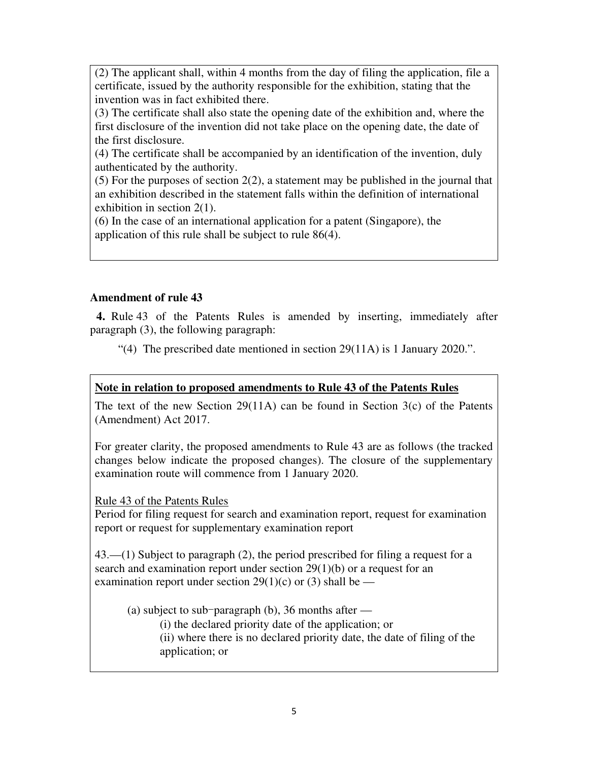(2) The applicant shall, within 4 months from the day of filing the application, file a certificate, issued by the authority responsible for the exhibition, stating that the invention was in fact exhibited there.

(3) The certificate shall also state the opening date of the exhibition and, where the first disclosure of the invention did not take place on the opening date, the date of the first disclosure.

(4) The certificate shall be accompanied by an identification of the invention, duly authenticated by the authority.

(5) For the purposes of section 2(2), a statement may be published in the journal that an exhibition described in the statement falls within the definition of international exhibition in section 2(1).

(6) In the case of an international application for a patent (Singapore), the application of this rule shall be subject to rule 86(4).

**Amendment of rule 43**

**4.** Rule 43 of the Patents Rules is amended by inserting, immediately after paragraph (3), the following paragraph:

> "(4) The prescribed date mentioned in section 29(11A) is 1 January 2020.".

**Note in relation to proposed amendments to Rule 43 of the Patents Rules**

The text of the new Section 29(11A) can be found in Section 3(c) of the Patents (Amendment) Act 2017.

For greater clarity, the proposed amendments to Rule 43 are as follows (the tracked changes below indicate the proposed changes). The closure of the supplementary examination route will commence from 1 January 2020.

Rule 43 of the Patents Rules

Period for filing request for search and examination report, request for examination report or request for supplementary examination report

43.—(1) Subject to paragraph (2), the period prescribed for filing a request for a search and examination report under section 29(1)(b) or a request for an examination report under section 29(1)(c) or (3) shall be —

(a) subject to sub-paragraph (b), 36 months after —

(i) the declared priority date of the application; or

(ii) where there is no declared priority date, the date of filing of the application; or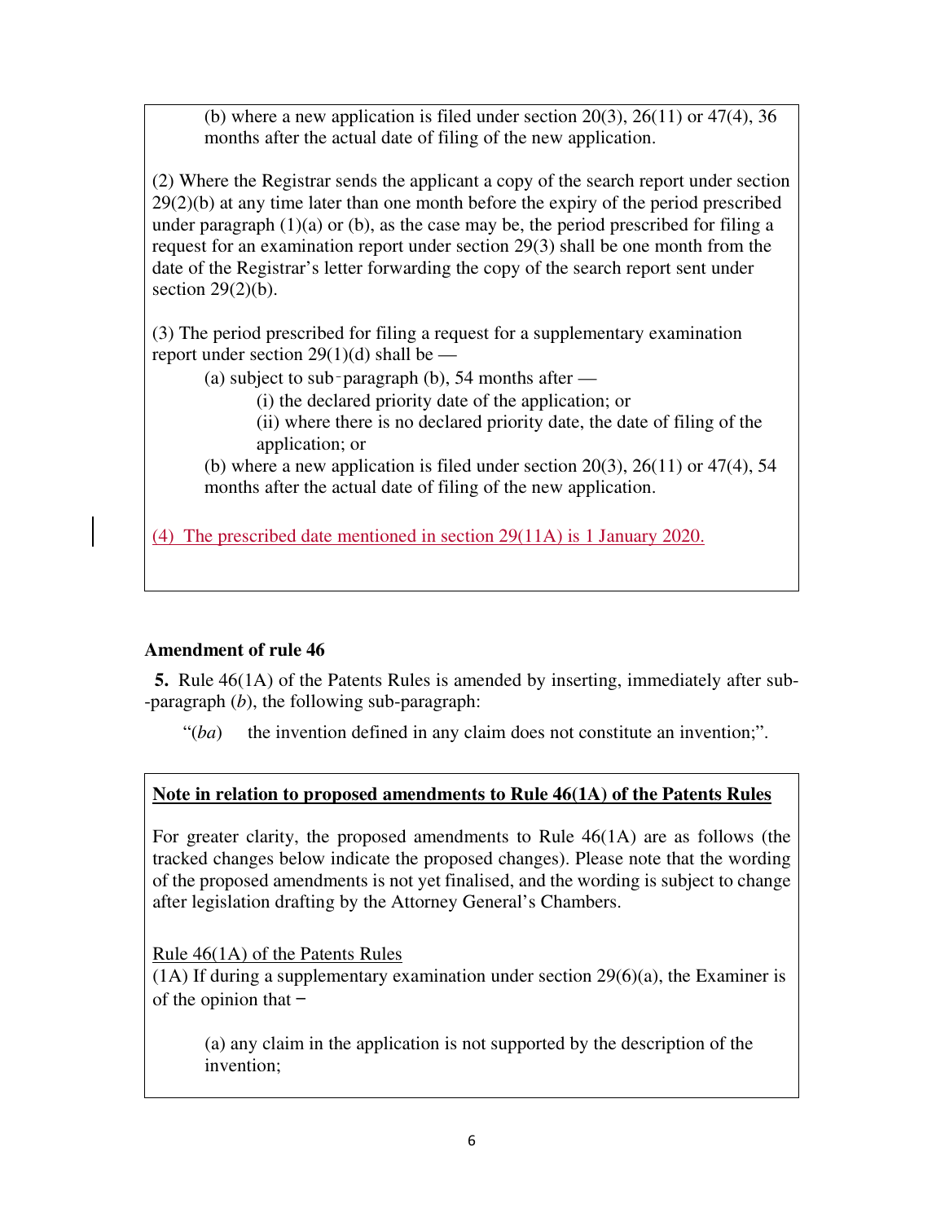(b) where a new application is filed under section 20(3), 26(11) or 47(4), 36 months after the actual date of filing of the new application.

(2) Where the Registrar sends the applicant a copy of the search report under section 29(2)(b) at any time later than one month before the expiry of the period prescribed under paragraph (1)(a) or (b), as the case may be, the period prescribed for filing a request for an examination report under section 29(3) shall be one month from the date of the Registrar's letter forwarding the copy of the search report sent under section 29(2)(b).

(3) The period prescribed for filing a request for a supplementary examination report under section 29(1)(d) shall be —

(a) subject to sub-paragraph (b), 54 months after —

(i) the declared priority date of the application; or

(ii) where there is no declared priority date, the date of filing of the application; or

(b) where a new application is filed under section 20(3), 26(11) or 47(4), 54 months after the actual date of filing of the new application.

<u>(4) The prescribed date mentioned in section 29(11A) is 1 January 2020.</u>

**Amendment of rule 46**

**5.** Rule 46(1A) of the Patents Rules is amended by inserting, immediately after sub--paragraph (*b*), the following sub-paragraph:

"(*ba*) the invention defined in any claim does not constitute an invention;".

**<u>Note in relation to proposed amendments to Rule 46(1A) of the Patents Rules</u>**

For greater clarity, the proposed amendments to Rule 46(1A) are as follows (the tracked changes below indicate the proposed changes). Please note that the wording of the proposed amendments is not yet finalised, and the wording is subject to change after legislation drafting by the Attorney General's Chambers.

<u>Rule 46(1A) of the Patents Rules</u>

(1A) If during a supplementary examination under section 29(6)(a), the Examiner is of the opinion that –

(a) any claim in the application is not supported by the description of the invention;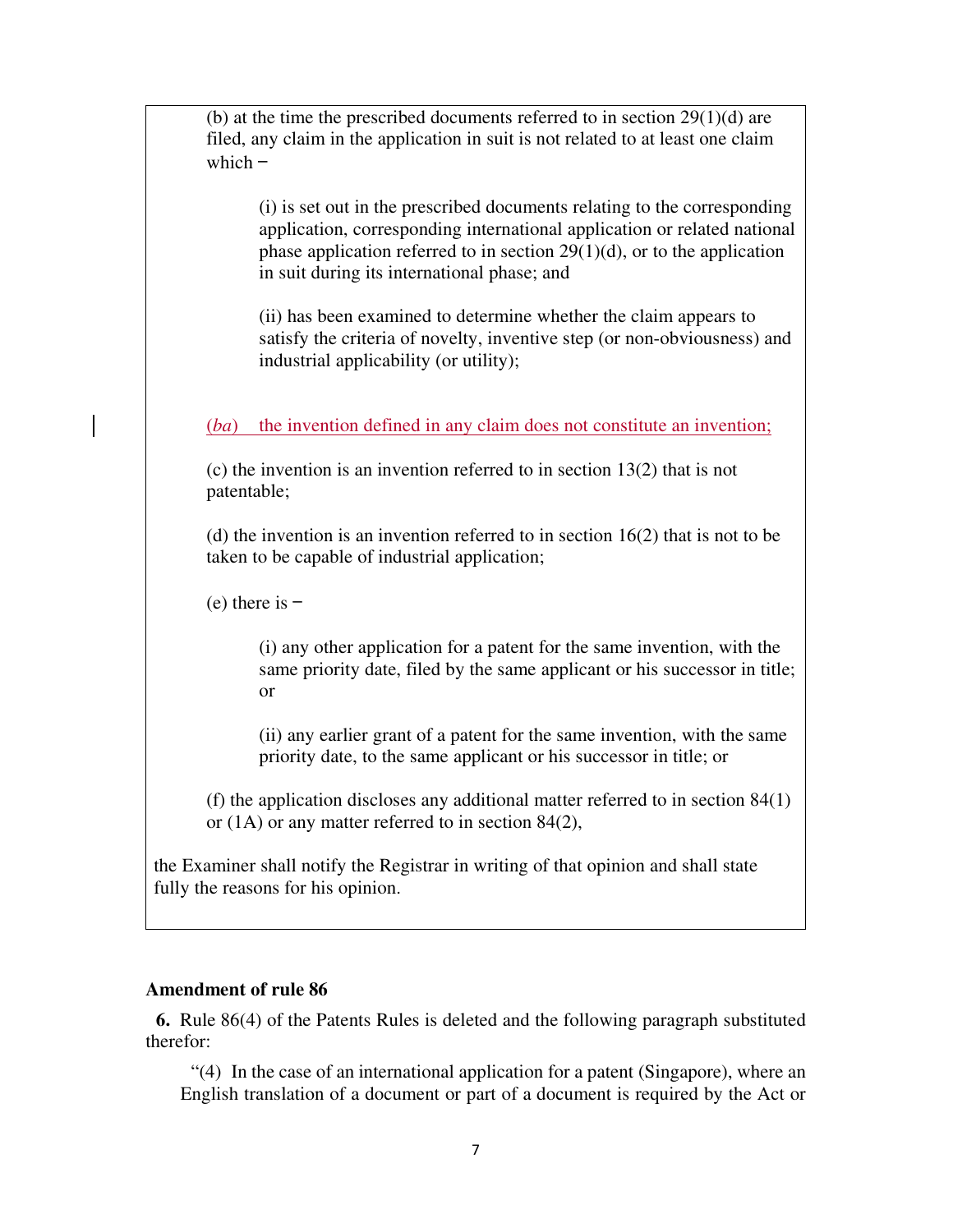(b) at the time the prescribed documents referred to in section 29(1)(d) are filed, any claim in the application in suit is not related to at least one claim which −

(i) is set out in the prescribed documents relating to the corresponding application, corresponding international application or related national phase application referred to in section 29(1)(d), or to the application in suit during its international phase; and

(ii) has been examined to determine whether the claim appears to satisfy the criteria of novelty, inventive step (or non-obviousness) and industrial applicability (or utility);

(*ba*) the invention defined in any claim does not constitute an invention;

(c) the invention is an invention referred to in section 13(2) that is not patentable;

(d) the invention is an invention referred to in section 16(2) that is not to be taken to be capable of industrial application;

(e) there is −

(i) any other application for a patent for the same invention, with the same priority date, filed by the same applicant or his successor in title; or

(ii) any earlier grant of a patent for the same invention, with the same priority date, to the same applicant or his successor in title; or

(f) the application discloses any additional matter referred to in section 84(1) or (1A) or any matter referred to in section 84(2),

the Examiner shall notify the Registrar in writing of that opinion and shall state fully the reasons for his opinion.

**Amendment of rule 86**

**6.** Rule 86(4) of the Patents Rules is deleted and the following paragraph substituted therefor:

"(4) In the case of an international application for a patent (Singapore), where an English translation of a document or part of a document is required by the Act or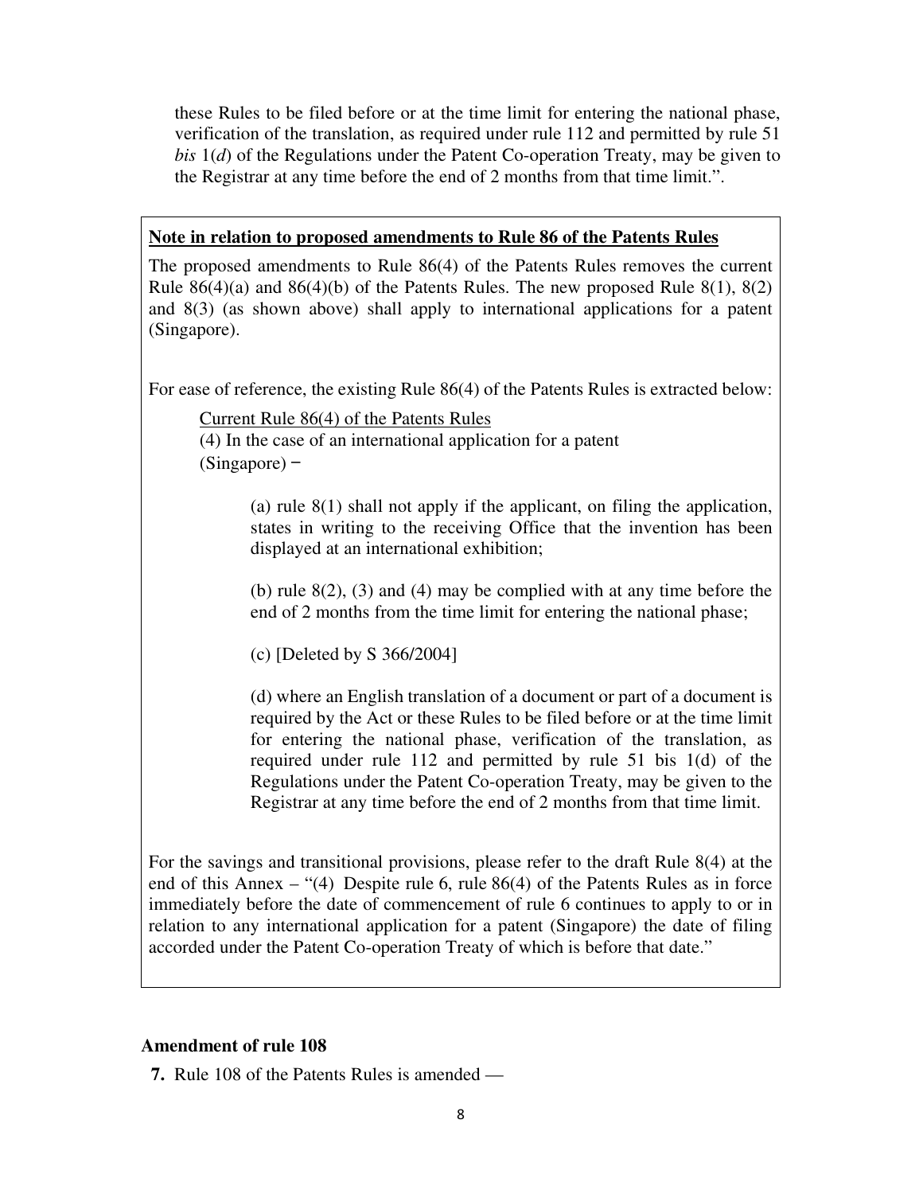these Rules to be filed before or at the time limit for entering the national phase, verification of the translation, as required under rule 112 and permitted by rule 51 *bis* 1(*d*) of the Regulations under the Patent Co-operation Treaty, may be given to the Registrar at any time before the end of 2 months from that time limit.".

**Note in relation to proposed amendments to Rule 86 of the Patents Rules**

The proposed amendments to Rule 86(4) of the Patents Rules removes the current Rule 86(4)(a) and 86(4)(b) of the Patents Rules. The new proposed Rule 8(1), 8(2) and 8(3) (as shown above) shall apply to international applications for a patent (Singapore).

For ease of reference, the existing Rule 86(4) of the Patents Rules is extracted below:

Current Rule 86(4) of the Patents Rules

(4) In the case of an international application for a patent (Singapore) −

> (a) rule 8(1) shall not apply if the applicant, on filing the application, states in writing to the receiving Office that the invention has been displayed at an international exhibition;
>
> (b) rule 8(2), (3) and (4) may be complied with at any time before the end of 2 months from the time limit for entering the national phase;
>
> (c) [Deleted by S 366/2004]
>
> (d) where an English translation of a document or part of a document is required by the Act or these Rules to be filed before or at the time limit for entering the national phase, verification of the translation, as required under rule 112 and permitted by rule 51 bis 1(d) of the Regulations under the Patent Co-operation Treaty, may be given to the Registrar at any time before the end of 2 months from that time limit.

For the savings and transitional provisions, please refer to the draft Rule 8(4) at the end of this Annex – "(4) Despite rule 6, rule 86(4) of the Patents Rules as in force immediately before the date of commencement of rule 6 continues to apply to or in relation to any international application for a patent (Singapore) the date of filing accorded under the Patent Co-operation Treaty of which is before that date."

### Amendment of rule 108

**7.** Rule 108 of the Patents Rules is amended —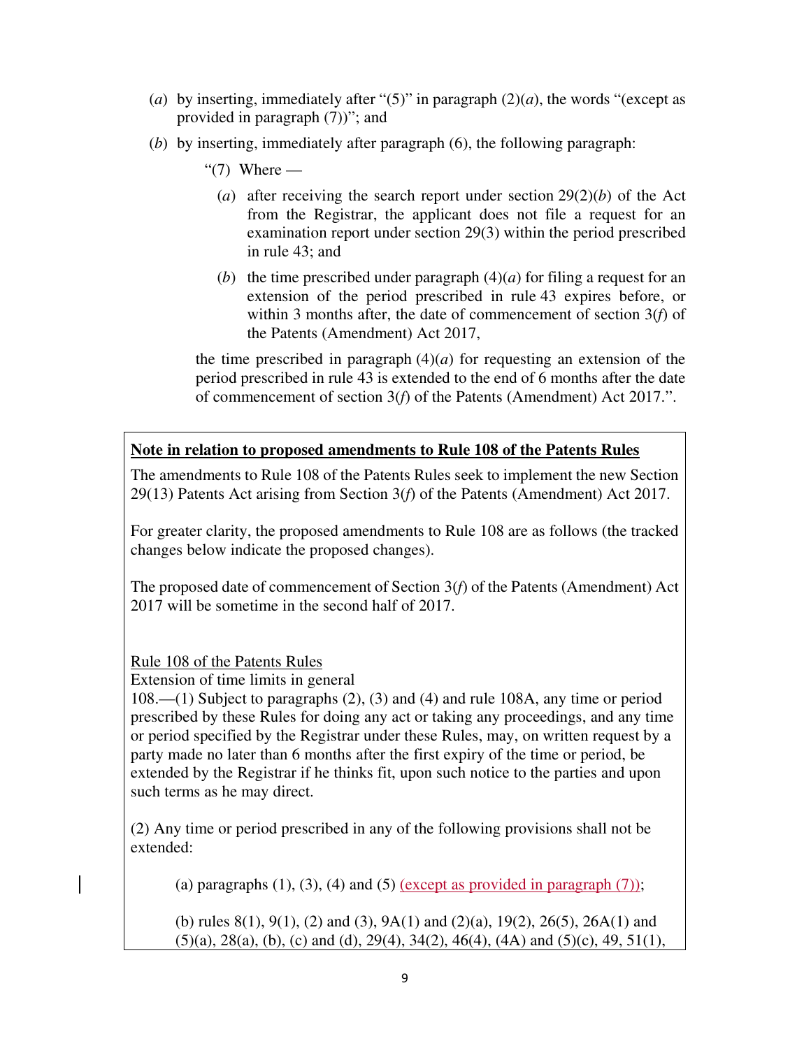(*a*) by inserting, immediately after "(5)" in paragraph (2)(*a*), the words "(except as provided in paragraph (7))"; and

(*b*) by inserting, immediately after paragraph (6), the following paragraph:

"(7) Where —

(*a*) after receiving the search report under section 29(2)(*b*) of the Act from the Registrar, the applicant does not file a request for an examination report under section 29(3) within the period prescribed in rule 43; and

(*b*) the time prescribed under paragraph (4)(*a*) for filing a request for an extension of the period prescribed in rule 43 expires before, or within 3 months after, the date of commencement of section 3(*f*) of the Patents (Amendment) Act 2017,

the time prescribed in paragraph (4)(*a*) for requesting an extension of the period prescribed in rule 43 is extended to the end of 6 months after the date of commencement of section 3(*f*) of the Patents (Amendment) Act 2017.".

---

**<u>Note in relation to proposed amendments to Rule 108 of the Patents Rules</u>**

The amendments to Rule 108 of the Patents Rules seek to implement the new Section 29(13) Patents Act arising from Section 3(*f*) of the Patents (Amendment) Act 2017.

For greater clarity, the proposed amendments to Rule 108 are as follows (the tracked changes below indicate the proposed changes).

The proposed date of commencement of Section 3(*f*) of the Patents (Amendment) Act 2017 will be sometime in the second half of 2017.

<u>Rule 108 of the Patents Rules</u>

Extension of time limits in general

108.—(1) Subject to paragraphs (2), (3) and (4) and rule 108A, any time or period prescribed by these Rules for doing any act or taking any proceedings, and any time or period specified by the Registrar under these Rules, may, on written request by a party made no later than 6 months after the first expiry of the time or period, be extended by the Registrar if he thinks fit, upon such notice to the parties and upon such terms as he may direct.

(2) Any time or period prescribed in any of the following provisions shall not be extended:

(a) paragraphs (1), (3), (4) and (5) <u>(except as provided in paragraph (7))</u>;

(b) rules 8(1), 9(1), (2) and (3), 9A(1) and (2)(a), 19(2), 26(5), 26A(1) and (5)(a), 28(a), (b), (c) and (d), 29(4), 34(2), 46(4), (4A) and (5)(c), 49, 51(1),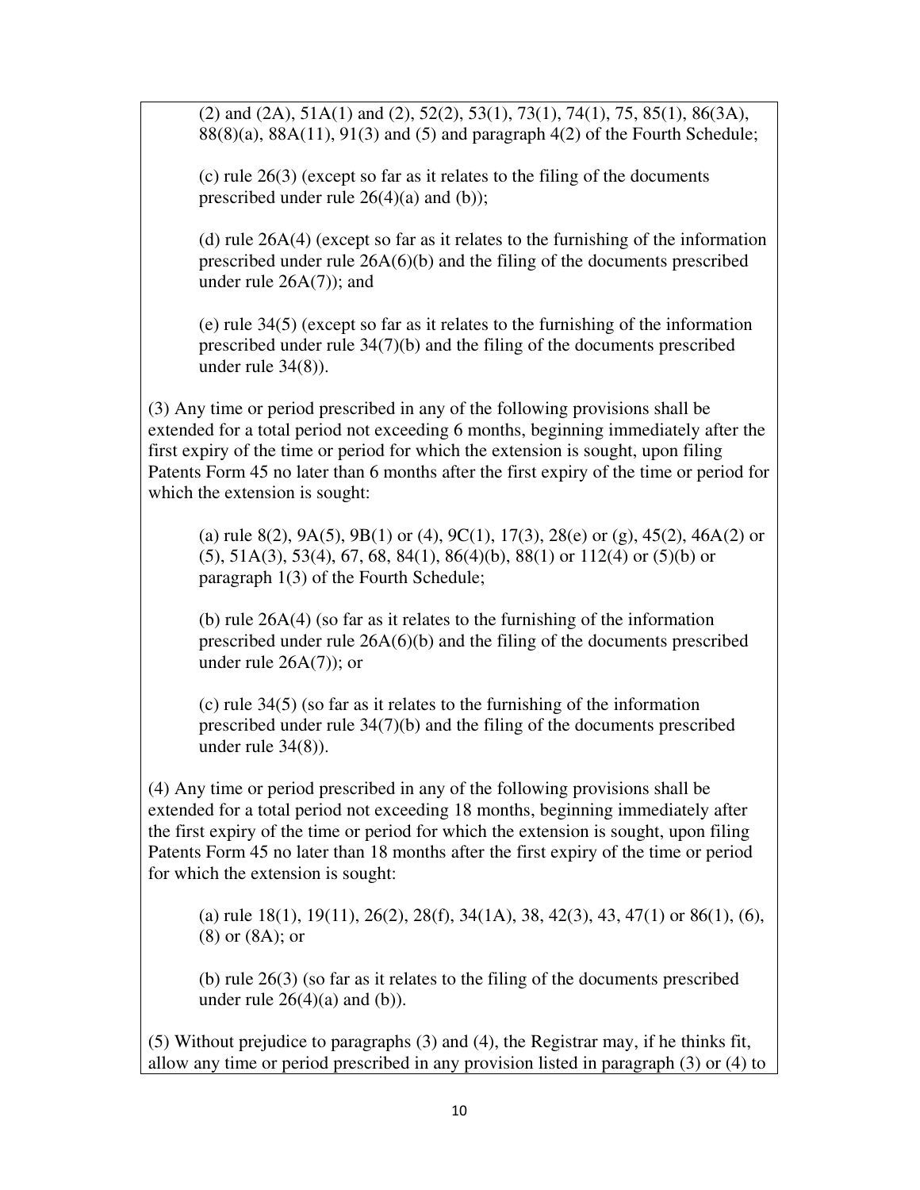(2) and (2A), 51A(1) and (2), 52(2), 53(1), 73(1), 74(1), 75, 85(1), 86(3A), 88(8)(a), 88A(11), 91(3) and (5) and paragraph 4(2) of the Fourth Schedule;

(c) rule 26(3) (except so far as it relates to the filing of the documents prescribed under rule 26(4)(a) and (b));

(d) rule 26A(4) (except so far as it relates to the furnishing of the information prescribed under rule 26A(6)(b) and the filing of the documents prescribed under rule 26A(7)); and

(e) rule 34(5) (except so far as it relates to the furnishing of the information prescribed under rule 34(7)(b) and the filing of the documents prescribed under rule 34(8)).

(3) Any time or period prescribed in any of the following provisions shall be extended for a total period not exceeding 6 months, beginning immediately after the first expiry of the time or period for which the extension is sought, upon filing Patents Form 45 no later than 6 months after the first expiry of the time or period for which the extension is sought:

(a) rule 8(2), 9A(5), 9B(1) or (4), 9C(1), 17(3), 28(e) or (g), 45(2), 46A(2) or (5), 51A(3), 53(4), 67, 68, 84(1), 86(4)(b), 88(1) or 112(4) or (5)(b) or paragraph 1(3) of the Fourth Schedule;

(b) rule 26A(4) (so far as it relates to the furnishing of the information prescribed under rule 26A(6)(b) and the filing of the documents prescribed under rule 26A(7)); or

(c) rule 34(5) (so far as it relates to the furnishing of the information prescribed under rule 34(7)(b) and the filing of the documents prescribed under rule 34(8)).

(4) Any time or period prescribed in any of the following provisions shall be extended for a total period not exceeding 18 months, beginning immediately after the first expiry of the time or period for which the extension is sought, upon filing Patents Form 45 no later than 18 months after the first expiry of the time or period for which the extension is sought:

(a) rule 18(1), 19(11), 26(2), 28(f), 34(1A), 38, 42(3), 43, 47(1) or 86(1), (6), (8) or (8A); or

(b) rule 26(3) (so far as it relates to the filing of the documents prescribed under rule 26(4)(a) and (b)).

(5) Without prejudice to paragraphs (3) and (4), the Registrar may, if he thinks fit, allow any time or period prescribed in any provision listed in paragraph (3) or (4) to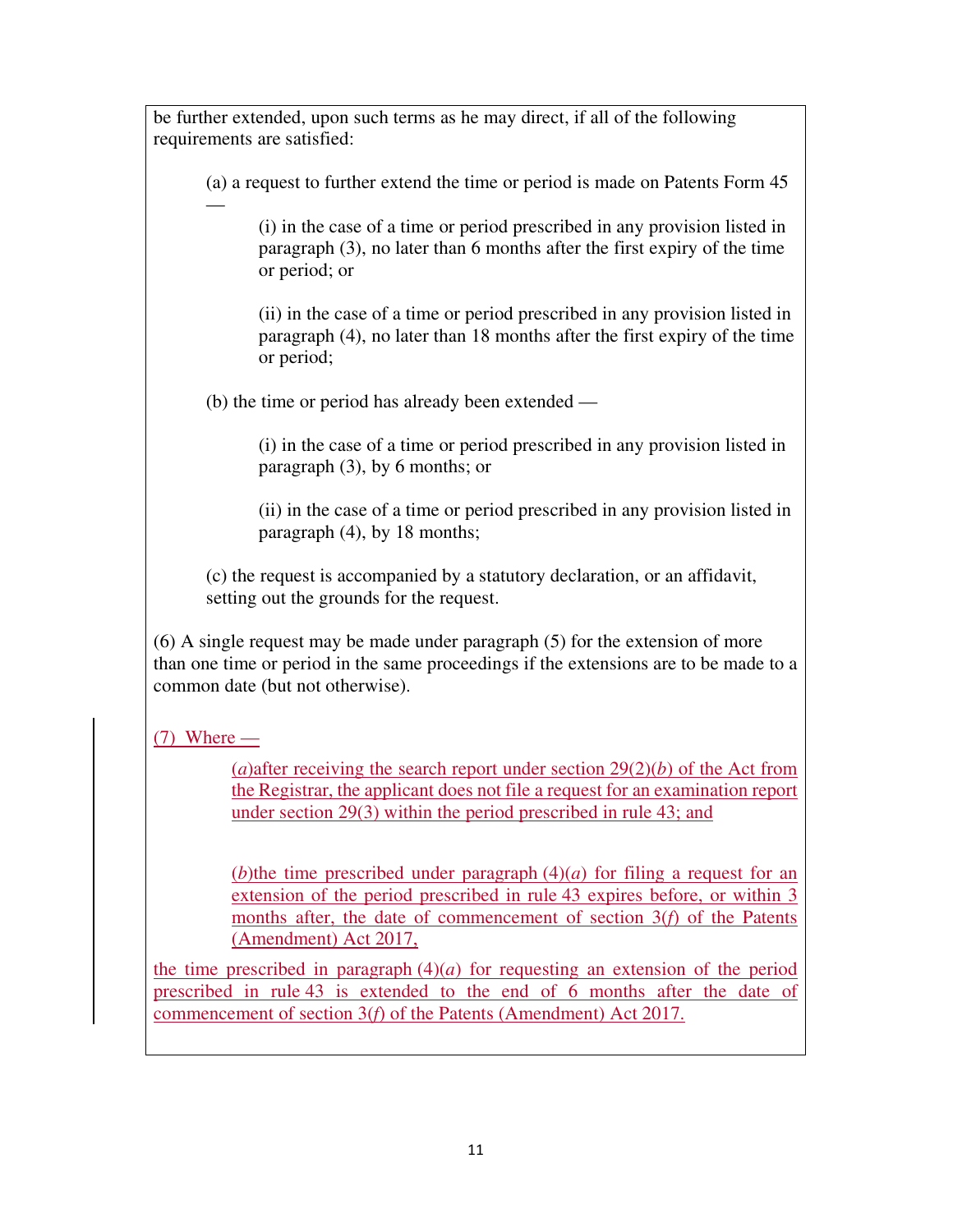be further extended, upon such terms as he may direct, if all of the following requirements are satisfied:

(a) a request to further extend the time or period is made on Patents Form 45 —

(i) in the case of a time or period prescribed in any provision listed in paragraph (3), no later than 6 months after the first expiry of the time or period; or

(ii) in the case of a time or period prescribed in any provision listed in paragraph (4), no later than 18 months after the first expiry of the time or period;

(b) the time or period has already been extended —

(i) in the case of a time or period prescribed in any provision listed in paragraph (3), by 6 months; or

(ii) in the case of a time or period prescribed in any provision listed in paragraph (4), by 18 months;

(c) the request is accompanied by a statutory declaration, or an affidavit, setting out the grounds for the request.

(6) A single request may be made under paragraph (5) for the extension of more than one time or period in the same proceedings if the extensions are to be made to a common date (but not otherwise).

<u>(7) Where —</u>

<u>(*a*) after receiving the search report under section 29(2)(*b*) of the Act from the Registrar, the applicant does not file a request for an examination report under section 29(3) within the period prescribed in rule 43; and</u>

<u>(*b*) the time prescribed under paragraph (4)(*a*) for filing a request for an extension of the period prescribed in rule 43 expires before, or within 3 months after, the date of commencement of section 3(*f*) of the Patents (Amendment) Act 2017,</u>

<u>the time prescribed in paragraph (4)(*a*) for requesting an extension of the period prescribed in rule 43 is extended to the end of 6 months after the date of commencement of section 3(*f*) of the Patents (Amendment) Act 2017.</u>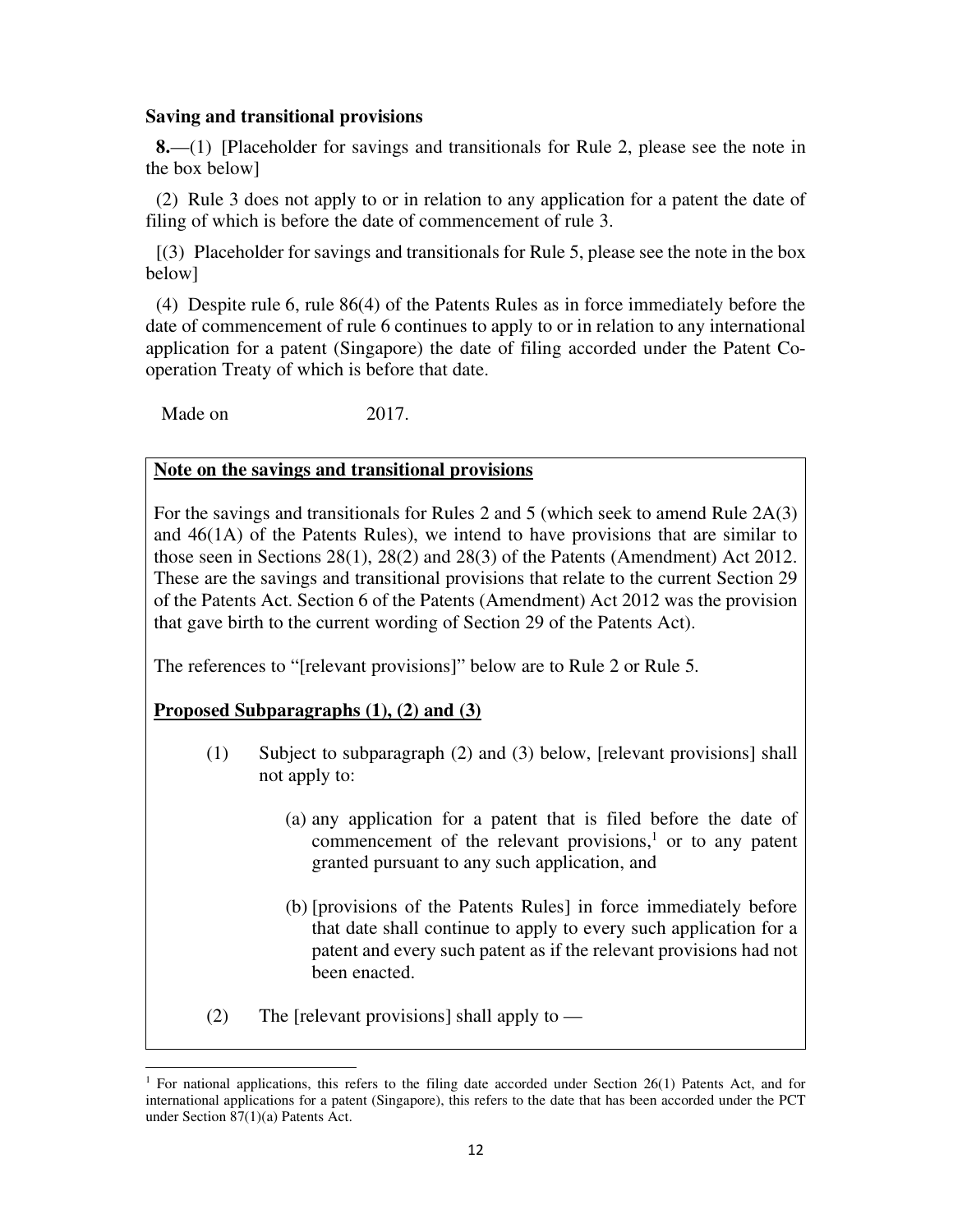**Saving and transitional provisions**

**8.**—(1) [Placeholder for savings and transitionals for Rule 2, please see the note in the box below]

(2) Rule 3 does not apply to or in relation to any application for a patent the date of filing of which is before the date of commencement of rule 3.

[(3) Placeholder for savings and transitionals for Rule 5, please see the note in the box below]

(4) Despite rule 6, rule 86(4) of the Patents Rules as in force immediately before the date of commencement of rule 6 continues to apply to or in relation to any international application for a patent (Singapore) the date of filing accorded under the Patent Co-operation Treaty of which is before that date.

Made on 2017.

---

**<u>Note on the savings and transitional provisions</u>**

For the savings and transitionals for Rules 2 and 5 (which seek to amend Rule 2A(3) and 46(1A) of the Patents Rules), we intend to have provisions that are similar to those seen in Sections 28(1), 28(2) and 28(3) of the Patents (Amendment) Act 2012. These are the savings and transitional provisions that relate to the current Section 29 of the Patents Act. Section 6 of the Patents (Amendment) Act 2012 was the provision that gave birth to the current wording of Section 29 of the Patents Act).

The references to "[relevant provisions]" below are to Rule 2 or Rule 5.

**<u>Proposed Subparagraphs (1), (2) and (3)</u>**

(1) Subject to subparagraph (2) and (3) below, [relevant provisions] shall not apply to:

(a) any application for a patent that is filed before the date of commencement of the relevant provisions,[1] or to any patent granted pursuant to any such application, and

(b) [provisions of the Patents Rules] in force immediately before that date shall continue to apply to every such application for a patent and every such patent as if the relevant provisions had not been enacted.

(2) The [relevant provisions] shall apply to —

---

[1] For national applications, this refers to the filing date accorded under Section 26(1) Patents Act, and for international applications for a patent (Singapore), this refers to the date that has been accorded under the PCT under Section 87(1)(a) Patents Act.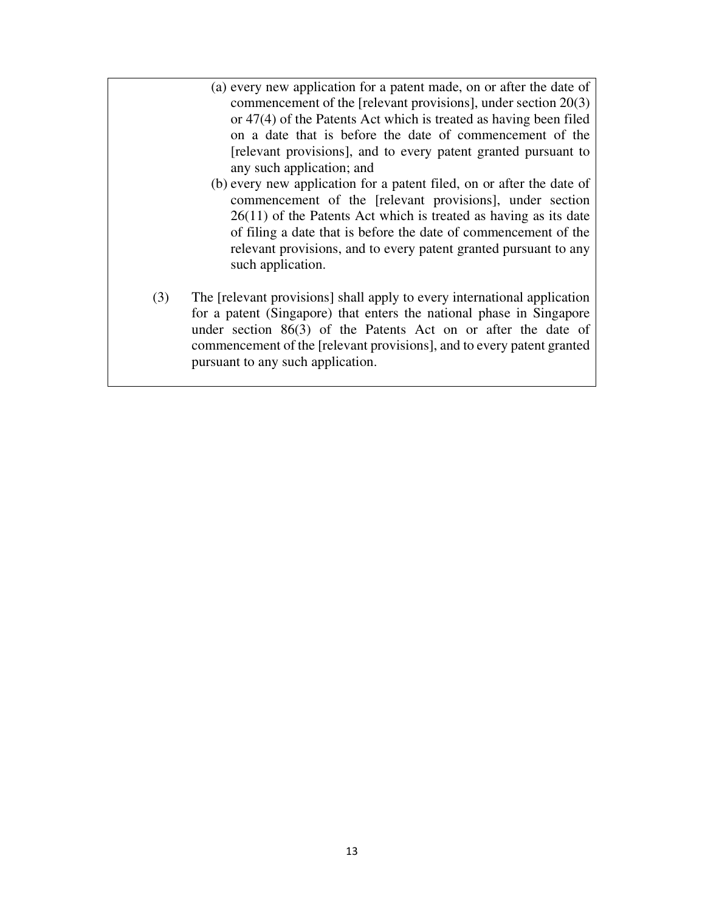(a) every new application for a patent made, on or after the date of commencement of the [relevant provisions], under section 20(3) or 47(4) of the Patents Act which is treated as having been filed on a date that is before the date of commencement of the [relevant provisions], and to every patent granted pursuant to any such application; and

(b) every new application for a patent filed, on or after the date of commencement of the [relevant provisions], under section 26(11) of the Patents Act which is treated as having as its date of filing a date that is before the date of commencement of the relevant provisions, and to every patent granted pursuant to any such application.

(3) The [relevant provisions] shall apply to every international application for a patent (Singapore) that enters the national phase in Singapore under section 86(3) of the Patents Act on or after the date of commencement of the [relevant provisions], and to every patent granted pursuant to any such application.